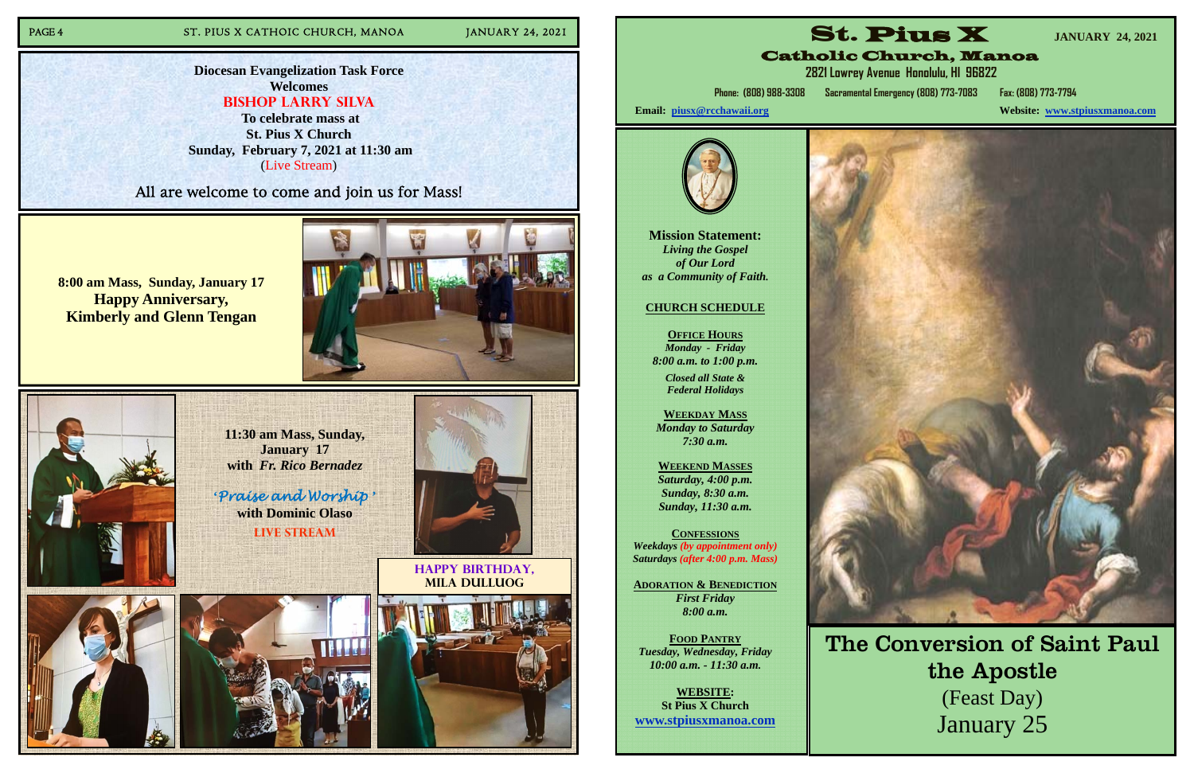**Diocesan Evangelization Task Force**
**Welcomes**
**BISHOP LARRY SILVA**
**To celebrate mass at**
**St. Pius X Church**
**Sunday, February 7, 2021 at 11:30 am**
(Live Stream)

All are welcome to come and join us for Mass!

**8:00 am Mass, Sunday, January 17**
**Happy Anniversary,**
**Kimberly and Glenn Tengan**

**11:30 am Mass, Sunday, January 17**
**with *Fr. Rico Bernadez***

*'Praise and Worship'*
**with Dominic Olaso**
**LIVE STREAM**

**HAPPY BIRTHDAY, MILA DULLUOG**

# St. Pius X

## Catholic Church, Manoa

**JANUARY 24, 2021**

2821 Lowrey Avenue Honolulu, HI 96822

Phone: (808) 988-3308 Sacramental Emergency (808) 773-7083 Fax: (808) 773-7794

**Email:** piusx@rcchawaii.org

**Website:** www.stpiusxmanoa.com

**Mission Statement:**
*Living the Gospel of Our Lord as a Community of Faith.*

**CHURCH SCHEDULE**

**OFFICE HOURS**
*Monday - Friday*
*8:00 a.m. to 1:00 p.m.*
*Closed all State & Federal Holidays*

**WEEKDAY MASS**
*Monday to Saturday*
*7:30 a.m.*

**WEEKEND MASSES**
*Saturday, 4:00 p.m.*
*Sunday, 8:30 a.m.*
*Sunday, 11:30 a.m.*

**CONFESSIONS**
*Weekdays (by appointment only)*
*Saturdays (after 4:00 p.m. Mass)*

**ADORATION & BENEDICTION**
*First Friday*
*8:00 a.m.*

**FOOD PANTRY**
*Tuesday, Wednesday, Friday*
*10:00 a.m. - 11:30 a.m.*

**WEBSITE:**
**St Pius X Church**
**www.stpiusxmanoa.com**

# The Conversion of Saint Paul the Apostle

(Feast Day)
January 25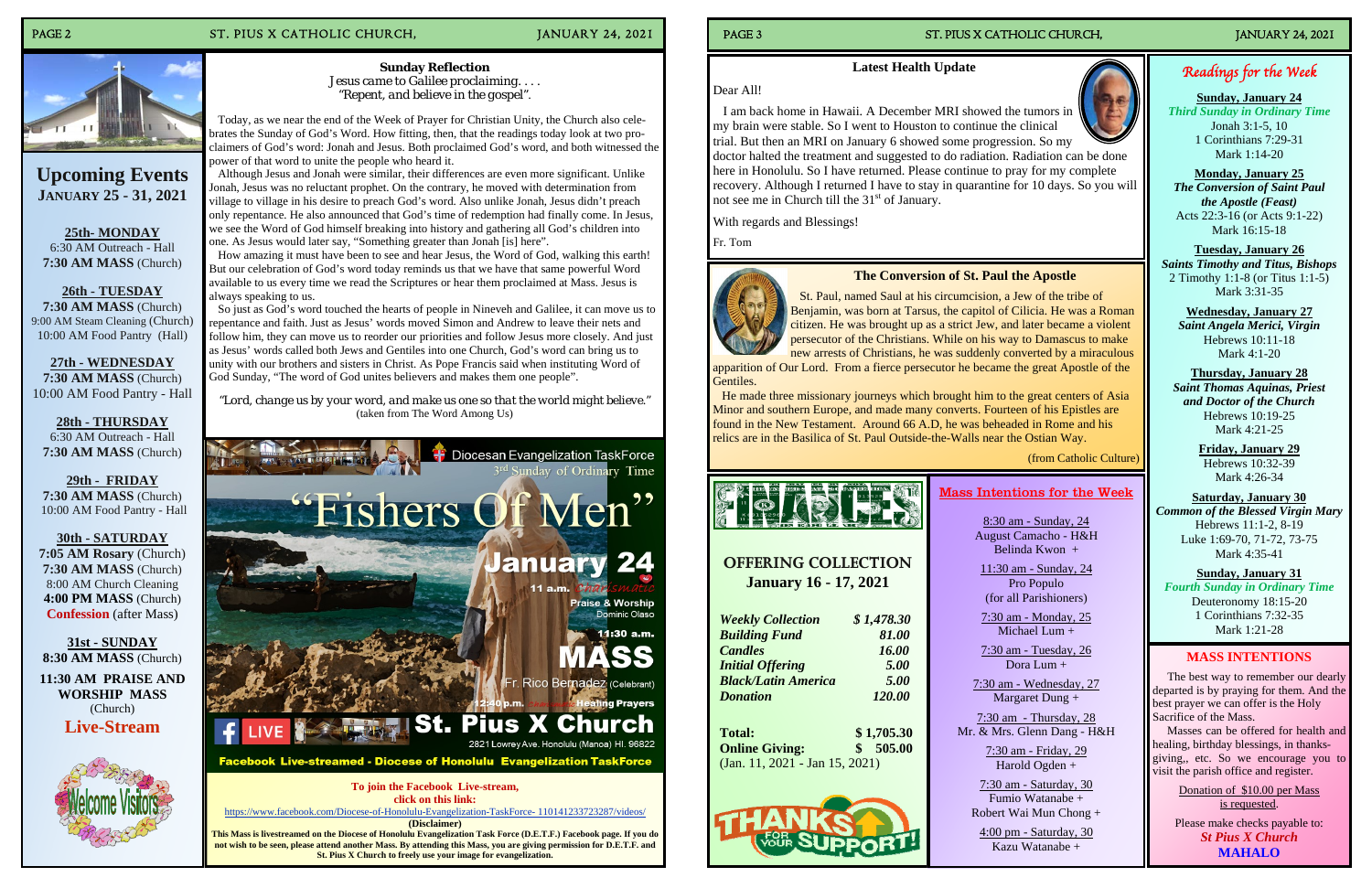## Upcoming Events

**JANUARY 25 - 31, 2021**

**25th- MONDAY**
6:30 AM Outreach - Hall
**7:30 AM MASS** (Church)

**26th - TUESDAY**
**7:30 AM MASS** (Church)
9:00 AM Steam Cleaning (Church)
10:00 AM Food Pantry (Hall)

**27th - WEDNESDAY**
**7:30 AM MASS** (Church)
10:00 AM Food Pantry - Hall

**28th - THURSDAY**
6:30 AM Outreach - Hall
**7:30 AM MASS** (Church)

**29th - FRIDAY**
**7:30 AM MASS** (Church)
10:00 AM Food Pantry - Hall

**30th - SATURDAY**
**7:05 AM Rosary** (Church)
**7:30 AM MASS** (Church)
8:00 AM Church Cleaning
**4:00 PM MASS** (Church)
**Confession** (after Mass)

**31st - SUNDAY**
**8:30 AM MASS** (Church)

**11:30 AM PRAISE AND WORSHIP MASS**
(Church)

**Live-Stream**

Welcome Visitors

## Sunday Reflection

*Jesus came to Galilee proclaiming. . . .*
*"Repent, and believe in the gospel".*

Today, as we near the end of the Week of Prayer for Christian Unity, the Church also celebrates the Sunday of God's Word. How fitting, then, that the readings today look at two proclaimers of God's word: Jonah and Jesus. Both proclaimed God's word, and both witnessed the power of that word to unite the people who heard it.

Although Jesus and Jonah were similar, their differences are even more significant. Unlike Jonah, Jesus was no reluctant prophet. On the contrary, he moved with determination from village to village in his desire to preach God's word. Also unlike Jonah, Jesus didn't preach only repentance. He also announced that God's time of redemption had finally come. In Jesus, we see the Word of God himself breaking into history and gathering all God's children into one. As Jesus would later say, "Something greater than Jonah [is] here".

How amazing it must have been to see and hear Jesus, the Word of God, walking this earth! But our celebration of God's word today reminds us that we have that same powerful Word available to us every time we read the Scriptures or hear them proclaimed at Mass. Jesus is always speaking to us.

So just as God's word touched the hearts of people in Nineveh and Galilee, it can move us to repentance and faith. Just as Jesus' words moved Simon and Andrew to leave their nets and follow him, they can move us to reorder our priorities and follow Jesus more closely. And just as Jesus' words called both Jews and Gentiles into one Church, God's word can bring us to unity with our brothers and sisters in Christ. As Pope Francis said when instituting Word of God Sunday, "The word of God unites believers and makes them one people".

*"Lord, change us by your word, and make us one so that the world might believe."*
(taken from The Word Among Us)

Diocesan Evangelization TaskForce
3rd Sunday of Ordinary Time

# "Fishers Of Men"

**January 24**

11 a.m. Charismatic
Praise & Worship
Dominic Olaso

11:30 a.m.
**MASS**
Fr. Rico Bernadez (Celebrant)

12:40 p.m. Healing Prayers

LIVE **St. Pius X Church**
2821 Lowrey Ave. Honolulu (Manoa) HI. 96822

Facebook Live-streamed - Diocese of Honolulu Evangelization TaskForce

**To join the Facebook Live-stream, click on this link:**
https://www.facebook.com/Diocese-of-Honolulu-Evangelization-TaskForce-110141233723287/videos/

**(Disclaimer)**
**This Mass is livestreamed on the Diocese of Honolulu Evangelization Task Force (D.E.T.F.) Facebook page. If you do not wish to be seen, please attend another Mass. By attending this Mass, you are giving permission for D.E.T.F. and St. Pius X Church to freely use your image for evangelization.**

## Latest Health Update

Dear All!

I am back home in Hawaii. A December MRI showed the tumors in my brain were stable. So I went to Houston to continue the clinical trial. But then an MRI on January 6 showed some progression. So my doctor halted the treatment and suggested to do radiation. Radiation can be done here in Honolulu. So I have returned. Please continue to pray for my complete recovery. Although I have to stay in quarantine for 10 days. So you will not see me in Church till the 31st of January.

With regards and Blessings!

Fr. Tom

## The Conversion of St. Paul the Apostle

St. Paul, named Saul at his circumcision, a Jew of the tribe of Benjamin, was born at Tarsus, the capitol of Cilicia. He was a Roman citizen. He was brought up as a strict Jew, and later became a violent persecutor of the Christians. While on his way to Damascus to make new arrests of Christians, he was suddenly converted by a miraculous apparition of Our Lord. From a fierce persecutor he became the great Apostle of the Gentiles.

He made three missionary journeys which brought him to the great centers of Asia Minor and southern Europe, and made many converts. Fourteen of his Epistles are found in the New Testament. Around 66 A.D, he was beheaded in Rome and his relics are in the Basilica of St. Paul Outside-the-Walls near the Ostian Way.

(from Catholic Culture)

## OFFERING COLLECTION
**January 16 - 17, 2021**

| | |
|---|---|
| *Weekly Collection* | *$ 1,478.30* |
| *Building Fund* | *81.00* |
| *Candles* | *16.00* |
| *Initial Offering* | *5.00* |
| *Black/Latin America* | *5.00* |
| *Donation* | *120.00* |
| **Total:** | **$ 1,705.30** |
| **Online Giving:** | **$ 505.00** |

(Jan. 11, 2021 - Jan 15, 2021)

THANKS FOR YOUR SUPPORT!

## Mass Intentions for the Week

8:30 am - Sunday, 24
August Camacho - H&H
Belinda Kwon +

11:30 am - Sunday, 24
Pro Populo
(for all Parishioners)

7:30 am - Monday, 25
Michael Lum +

7:30 am - Tuesday, 26
Dora Lum +

7:30 am - Wednesday, 27
Margaret Dung +

7:30 am - Thursday, 28
Mr. & Mrs. Glenn Dang - H&H

7:30 am - Friday, 29
Harold Ogden +

7:30 am - Saturday, 30
Fumio Watanabe +
Robert Wai Mun Chong +

4:00 pm - Saturday, 30
Kazu Watanabe +

## Readings for the Week

**Sunday, January 24**
*Third Sunday in Ordinary Time*
Jonah 3:1-5, 10
1 Corinthians 7:29-31
Mark 1:14-20

**Monday, January 25**
*The Conversion of Saint Paul the Apostle (Feast)*
Acts 22:3-16 (or Acts 9:1-22)
Mark 16:15-18

**Tuesday, January 26**
*Saints Timothy and Titus, Bishops*
2 Timothy 1:1-8 (or Titus 1:1-5)
Mark 3:31-35

**Wednesday, January 27**
*Saint Angela Merici, Virgin*
Hebrews 10:11-18
Mark 4:1-20

**Thursday, January 28**
*Saint Thomas Aquinas, Priest and Doctor of the Church*
Hebrews 10:19-25
Mark 4:21-25

**Friday, January 29**
Hebrews 10:32-39
Mark 4:26-34

**Saturday, January 30**
*Common of the Blessed Virgin Mary*
Hebrews 11:1-2, 8-19
Luke 1:69-70, 71-72, 73-75
Mark 4:35-41

**Sunday, January 31**
*Fourth Sunday in Ordinary Time*
Deuteronomy 18:15-20
1 Corinthians 7:32-35
Mark 1:21-28

## MASS INTENTIONS

The best way to remember our dearly departed is by praying for them. And the best prayer we can offer is the Holy Sacrifice of the Mass.

Masses can be offered for health and healing, birthday blessings, in thanks-giving,, etc. So we encourage you to visit the parish office and register.

Donation of $10.00 per Mass is requested.

Please make checks payable to:
***St Pius X Church***
**MAHALO**